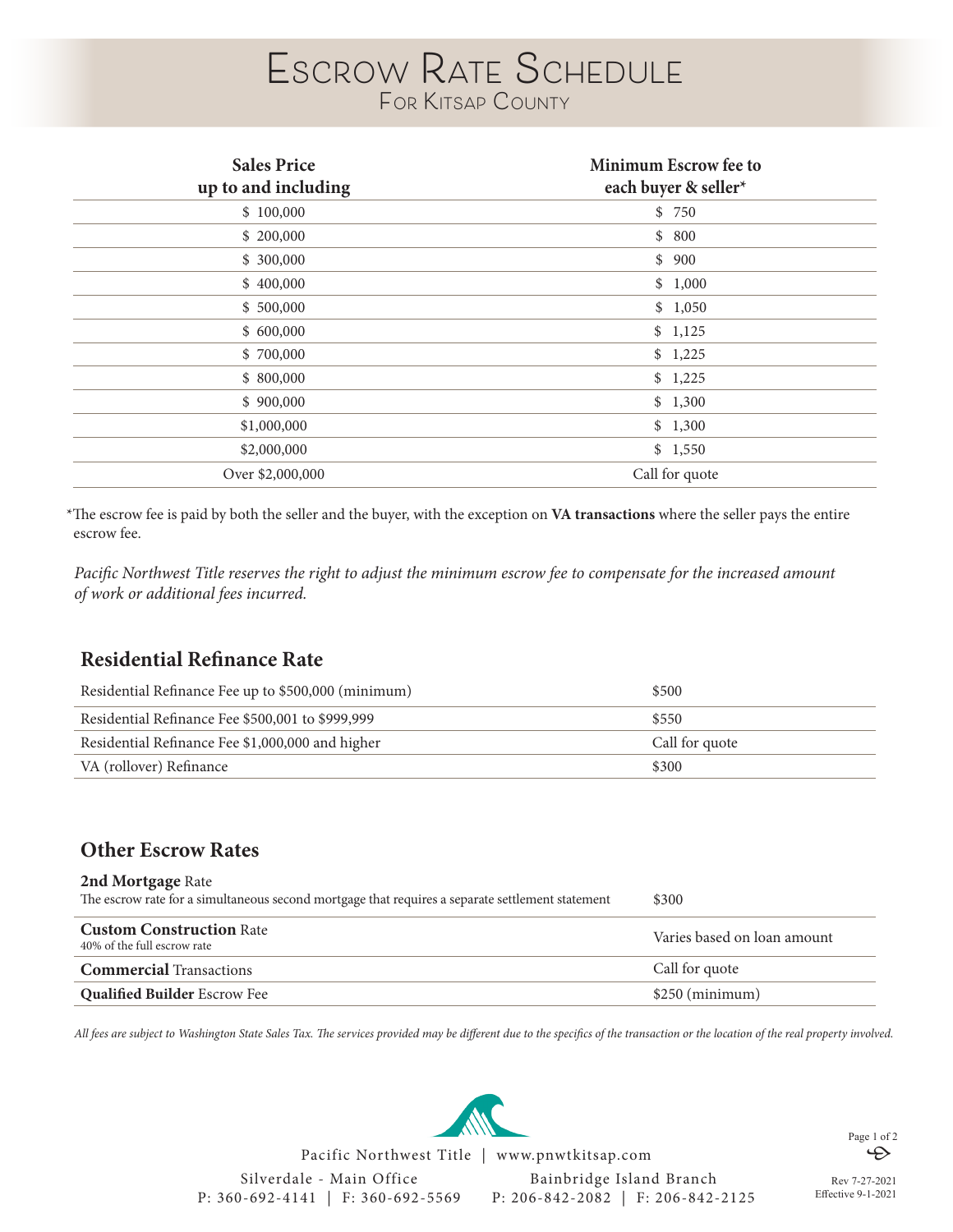# Escrow Rate Schedule

## For Kitsap County

| Sales Price up to and including | Minimum Escrow fee to each buyer & seller* |
|---|---|
| $ 100,000 | $ 750 |
| $ 200,000 | $ 800 |
| $ 300,000 | $ 900 |
| $ 400,000 | $ 1,000 |
| $ 500,000 | $ 1,050 |
| $ 600,000 | $ 1,125 |
| $ 700,000 | $ 1,225 |
| $ 800,000 | $ 1,225 |
| $ 900,000 | $ 1,300 |
| $1,000,000 | $ 1,300 |
| $2,000,000 | $ 1,550 |
| Over $2,000,000 | Call for quote |

*The escrow fee is paid by both the seller and the buyer, with the exception on **VA transactions** where the seller pays the entire escrow fee.

*Pacific Northwest Title reserves the right to adjust the minimum escrow fee to compensate for the increased amount of work or additional fees incurred.*

## Residential Refinance Rate

| | |
|---|---|
| Residential Refinance Fee up to $500,000 (minimum) | $500 |
| Residential Refinance Fee $500,001 to $999,999 | $550 |
| Residential Refinance Fee $1,000,000 and higher | Call for quote |
| VA (rollover) Refinance | $300 |

## Other Escrow Rates

| | |
|---|---|
| **2nd Mortgage** Rate<br>The escrow rate for a simultaneous second mortgage that requires a separate settlement statement | $300 |
| **Custom Construction** Rate<br>40% of the full escrow rate | Varies based on loan amount |
| **Commercial** Transactions | Call for quote |
| **Qualified Builder** Escrow Fee | $250 (minimum) |

*All fees are subject to Washington State Sales Tax. The services provided may be different due to the specifics of the transaction or the location of the real property involved.*

Pacific Northwest Title | www.pnwtkitsap.com

Silverdale - Main Office
P: 360-692-4141 | F: 360-692-5569

Bainbridge Island Branch
P: 206-842-2082 | F: 206-842-2125

Rev 7-27-2021
Effective 9-1-2021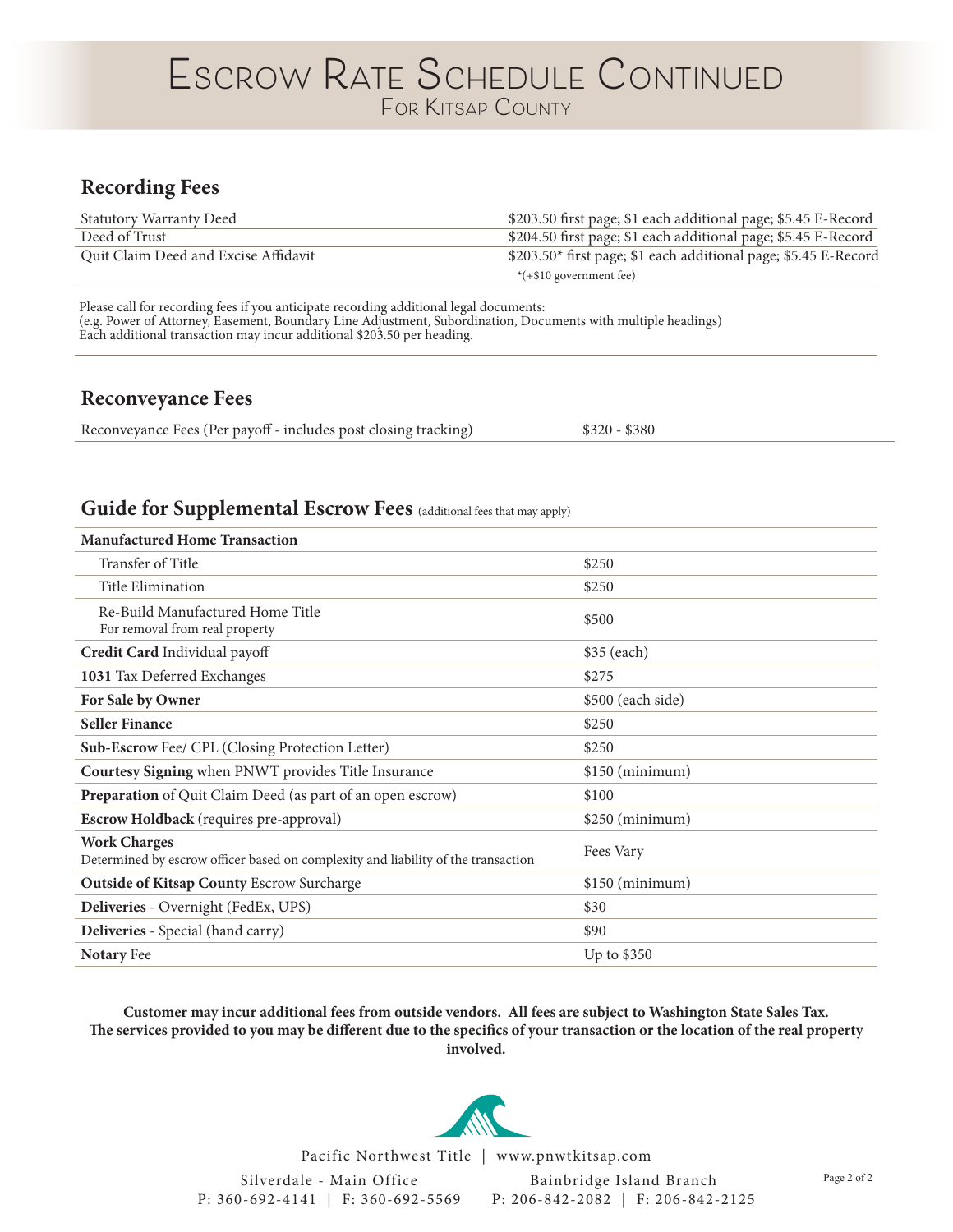# Escrow Rate Schedule Continued

## For Kitsap County

### Recording Fees

| | |
|---|---|
| Statutory Warranty Deed | $203.50 first page; $1 each additional page; $5.45 E-Record |
| Deed of Trust | $204.50 first page; $1 each additional page; $5.45 E-Record |
| Quit Claim Deed and Excise Affidavit | $203.50* first page; $1 each additional page; $5.45 E-Record<br>*(+$10 government fee) |

Please call for recording fees if you anticipate recording additional legal documents:
(e.g. Power of Attorney, Easement, Boundary Line Adjustment, Subordination, Documents with multiple headings)
Each additional transaction may incur additional $203.50 per heading.

### Reconveyance Fees

| | |
|---|---|
| Reconveyance Fees (Per payoff - includes post closing tracking) | $320 - $380 |

### Guide for Supplemental Escrow Fees (additional fees that may apply)

| | |
|---|---|
| **Manufactured Home Transaction** | |
| Transfer of Title | $250 |
| Title Elimination | $250 |
| Re-Build Manufactured Home Title<br>For removal from real property | $500 |
| **Credit Card** Individual payoff | $35 (each) |
| **1031** Tax Deferred Exchanges | $275 |
| **For Sale by Owner** | $500 (each side) |
| **Seller Finance** | $250 |
| **Sub-Escrow** Fee/ CPL (Closing Protection Letter) | $250 |
| **Courtesy Signing** when PNWT provides Title Insurance | $150 (minimum) |
| **Preparation** of Quit Claim Deed (as part of an open escrow) | $100 |
| **Escrow Holdback** (requires pre-approval) | $250 (minimum) |
| **Work Charges**<br>Determined by escrow officer based on complexity and liability of the transaction | Fees Vary |
| **Outside of Kitsap County** Escrow Surcharge | $150 (minimum) |
| **Deliveries** - Overnight (FedEx, UPS) | $30 |
| **Deliveries** - Special (hand carry) | $90 |
| **Notary** Fee | Up to $350 |

**Customer may incur additional fees from outside vendors. All fees are subject to Washington State Sales Tax. The services provided to you may be different due to the specifics of your transaction or the location of the real property involved.**

Pacific Northwest Title | www.pnwtkitsap.com

Silverdale - Main Office
P: 360-692-4141 | F: 360-692-5569

Bainbridge Island Branch
P: 206-842-2082 | F: 206-842-2125